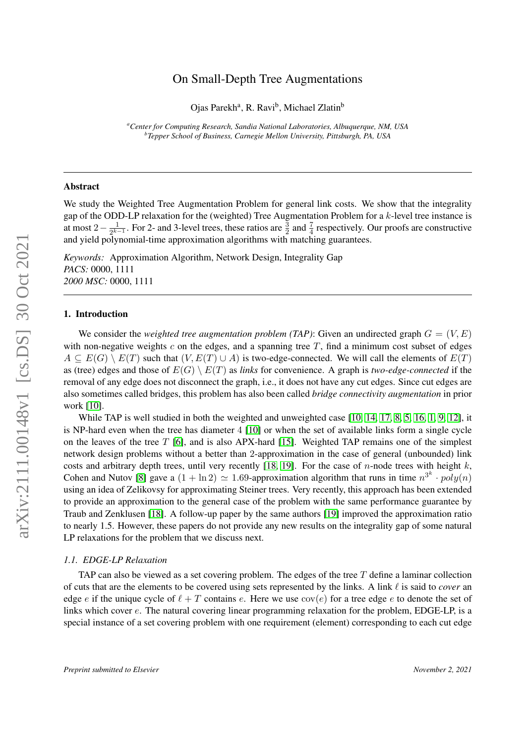# On Small-Depth Tree Augmentations

Ojas Parekh[a], R. Ravi[b], Michael Zlatin[b]

[a] *Center for Computing Research, Sandia National Laboratories, Albuquerque, NM, USA*
[b] *Tepper School of Business, Carnegie Mellon University, Pittsburgh, PA, USA*

---

### Abstract

We study the Weighted Tree Augmentation Problem for general link costs. We show that the integrality gap of the ODD-LP relaxation for the (weighted) Tree Augmentation Problem for a $k$-level tree instance is at most $2 - \frac{1}{2^{k-1}}$. For 2- and 3-level trees, these ratios are $\frac{3}{2}$ and $\frac{7}{4}$ respectively. Our proofs are constructive and yield polynomial-time approximation algorithms with matching guarantees.

*Keywords:* Approximation Algorithm, Network Design, Integrality Gap
*PACS:* 0000, 1111
*2000 MSC:* 0000, 1111

---

## 1. Introduction

We consider the *weighted tree augmentation problem (TAP)*: Given an undirected graph $G = (V, E)$ with non-negative weights $c$ on the edges, and a spanning tree $T$, find a minimum cost subset of edges $A \subseteq E(G) \setminus E(T)$ such that $(V, E(T) \cup A)$ is two-edge-connected. We will call the elements of $E(T)$ as (tree) edges and those of $E(G) \setminus E(T)$ as *links* for convenience. A graph is *two-edge-connected* if the removal of any edge does not disconnect the graph, i.e., it does not have any cut edges. Since cut edges are also sometimes called bridges, this problem has also been called *bridge connectivity augmentation* in prior work [10].

While TAP is well studied in both the weighted and unweighted case [10, 14, 17, 8, 5, 16, 1, 9, 12], it is NP-hard even when the tree has diameter 4 [10] or when the set of available links form a single cycle on the leaves of the tree $T$ [6], and is also APX-hard [15]. Weighted TAP remains one of the simplest network design problems without a better than 2-approximation in the case of general (unbounded) link costs and arbitrary depth trees, until very recently [18, 19]. For the case of $n$-node trees with height $k$, Cohen and Nutov [8] gave a $(1 + \ln 2) \simeq 1.69$-approximation algorithm that runs in time $n^{3^k} \cdot poly(n)$ using an idea of Zelikovsy for approximating Steiner trees. Very recently, this approach has been extended to provide an approximation to the general case of the problem with the same performance guarantee by Traub and Zenklusen [18]. A follow-up paper by the same authors [19] improved the approximation ratio to nearly 1.5. However, these papers do not provide any new results on the integrality gap of some natural LP relaxations for the problem that we discuss next.

### 1.1. EDGE-LP Relaxation

TAP can also be viewed as a set covering problem. The edges of the tree $T$ define a laminar collection of cuts that are the elements to be covered using sets represented by the links. A link $\ell$ is said to *cover* an edge $e$ if the unique cycle of $\ell + T$ contains $e$. Here we use $\text{cov}(e)$ for a tree edge $e$ to denote the set of links which cover $e$. The natural covering linear programming relaxation for the problem, EDGE-LP, is a special instance of a set covering problem with one requirement (element) corresponding to each cut edge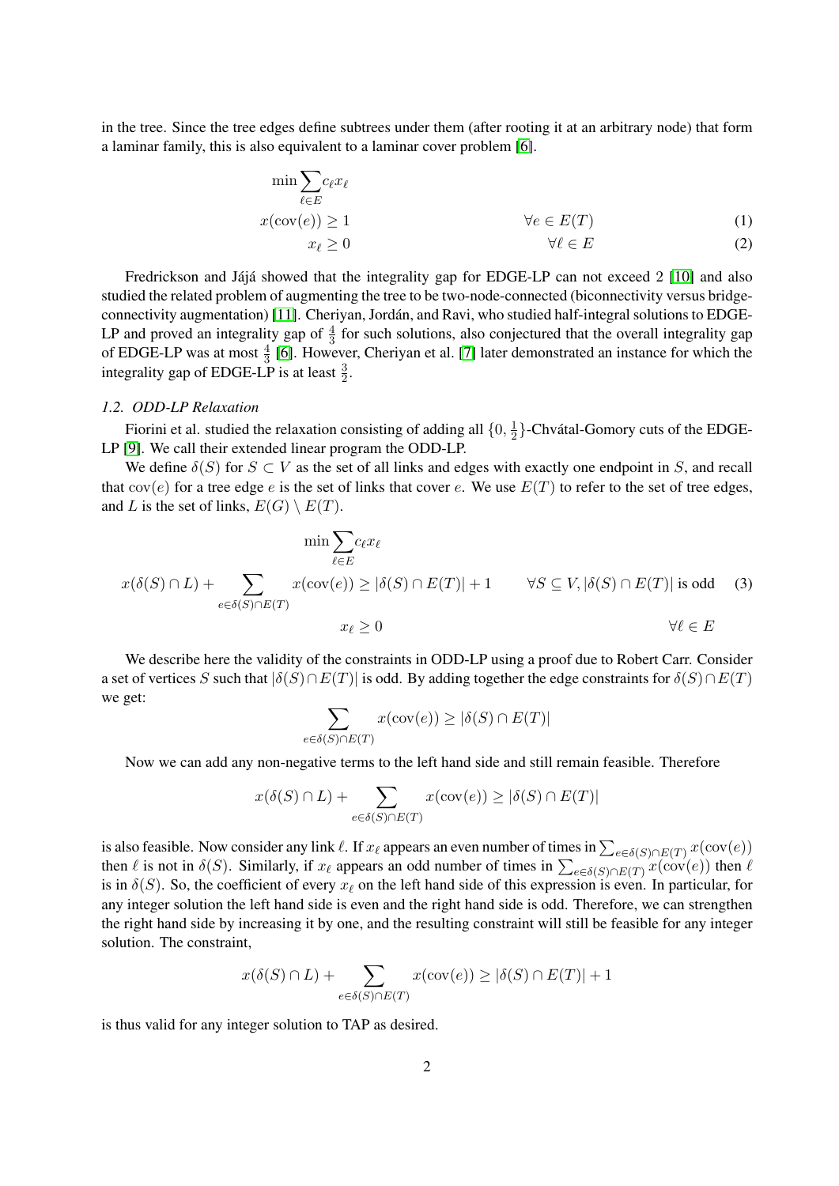in the tree. Since the tree edges define subtrees under them (after rooting it at an arbitrary node) that form a laminar family, this is also equivalent to a laminar cover problem [6].

$$
\begin{aligned}
\min \sum_{\ell \in E} & c_\ell x_\ell \\
x(\mathrm{cov}(e)) &\geq 1 \qquad \forall e \in E(T) \qquad (1)\\
x_\ell &\geq 0 \qquad \forall \ell \in E \qquad (2)
\end{aligned}
$$

Fredrickson and Jájá showed that the integrality gap for EDGE-LP can not exceed 2 [10] and also studied the related problem of augmenting the tree to be two-node-connected (biconnectivity versus bridge-connectivity augmentation) [11]. Cheriyan, Jordán, and Ravi, who studied half-integral solutions to EDGE-LP and proved an integrality gap of $\frac{4}{3}$ for such solutions, also conjectured that the overall integrality gap of EDGE-LP was at most $\frac{4}{3}$ [6]. However, Cheriyan et al. [7] later demonstrated an instance for which the integrality gap of EDGE-LP is at least $\frac{3}{2}$.

### *1.2. ODD-LP Relaxation*

Fiorini et al. studied the relaxation consisting of adding all $\{0, \frac{1}{2}\}$-Chvátal-Gomory cuts of the EDGE-LP [9]. We call their extended linear program the ODD-LP.

We define $\delta(S)$ for $S \subset V$ as the set of all links and edges with exactly one endpoint in $S$, and recall that $\mathrm{cov}(e)$ for a tree edge $e$ is the set of links that cover $e$. We use $E(T)$ to refer to the set of tree edges, and $L$ is the set of links, $E(G) \setminus E(T)$.

$$
\begin{aligned}
&\min \sum_{\ell \in E} c_\ell x_\ell \\
x(\delta(S) \cap L) + \sum_{e \in \delta(S) \cap E(T)} x(\mathrm{cov}(e)) &\geq |\delta(S) \cap E(T)| + 1 \qquad \forall S \subseteq V, |\delta(S) \cap E(T)| \text{ is odd} \qquad (3)\\
x_\ell &\geq 0 \qquad \forall \ell \in E
\end{aligned}
$$

We describe here the validity of the constraints in ODD-LP using a proof due to Robert Carr. Consider a set of vertices $S$ such that $|\delta(S) \cap E(T)|$ is odd. By adding together the edge constraints for $\delta(S) \cap E(T)$ we get:

$$\sum_{e \in \delta(S) \cap E(T)} x(\mathrm{cov}(e)) \geq |\delta(S) \cap E(T)|$$

Now we can add any non-negative terms to the left hand side and still remain feasible. Therefore

$$x(\delta(S) \cap L) + \sum_{e \in \delta(S) \cap E(T)} x(\mathrm{cov}(e)) \geq |\delta(S) \cap E(T)|$$

is also feasible. Now consider any link $\ell$. If $x_\ell$ appears an even number of times in $\sum_{e \in \delta(S) \cap E(T)} x(\mathrm{cov}(e))$ then $\ell$ is not in $\delta(S)$. Similarly, if $x_\ell$ appears an odd number of times in $\sum_{e \in \delta(S) \cap E(T)} x(\mathrm{cov}(e))$ then $\ell$ is in $\delta(S)$. So, the coefficient of every $x_\ell$ on the left hand side of this expression is even. In particular, for any integer solution the left hand side is even and the right hand side is odd. Therefore, we can strengthen the right hand side by increasing it by one, and the resulting constraint will still be feasible for any integer solution. The constraint,

$$x(\delta(S) \cap L) + \sum_{e \in \delta(S) \cap E(T)} x(\mathrm{cov}(e)) \geq |\delta(S) \cap E(T)| + 1$$

is thus valid for any integer solution to TAP as desired.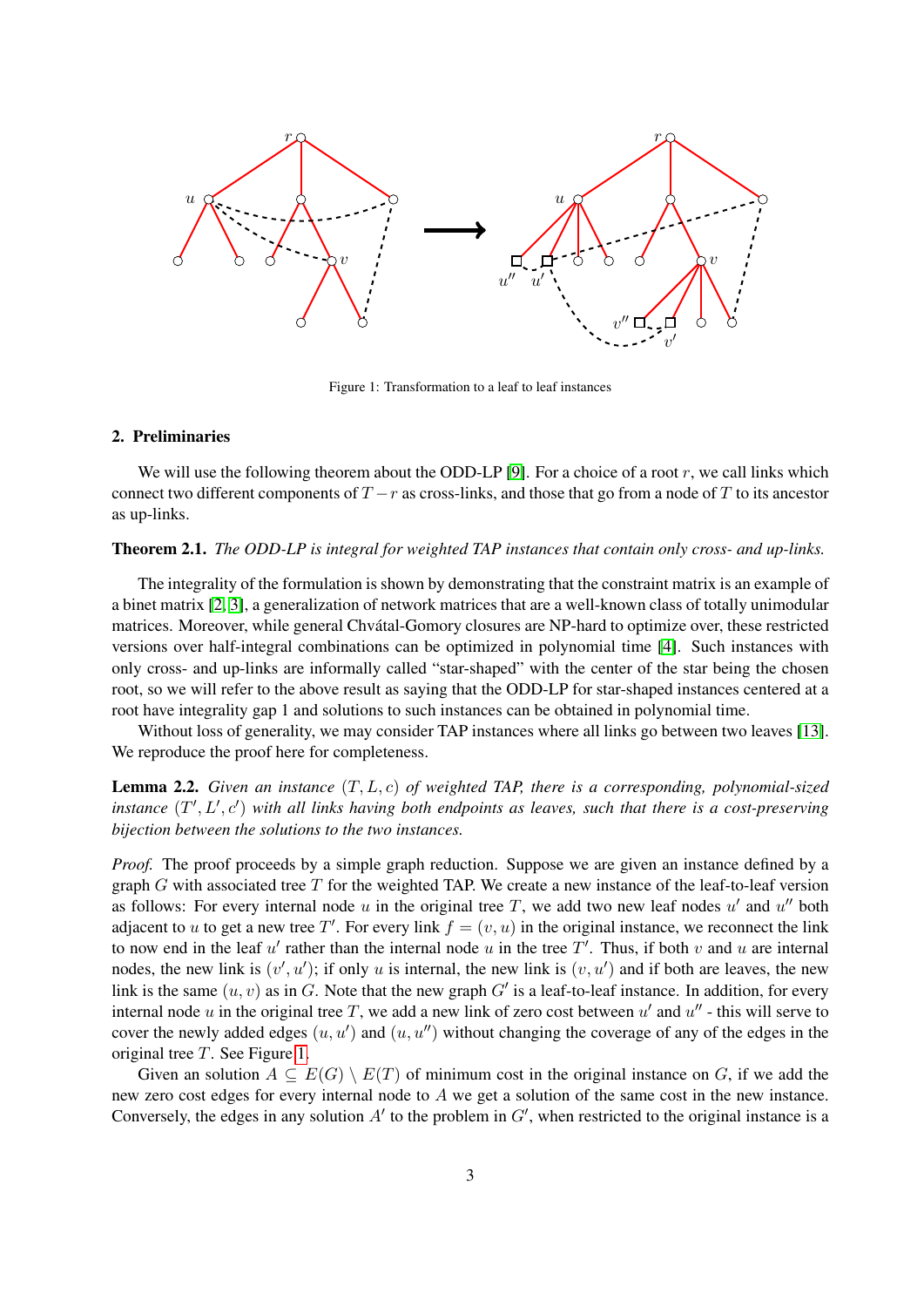Figure 1: Transformation to a leaf to leaf instances

## 2. Preliminaries

We will use the following theorem about the ODD-LP [9]. For a choice of a root $r$, we call links which connect two different components of $T - r$ as cross-links, and those that go from a node of $T$ to its ancestor as up-links.

**Theorem 2.1.** *The ODD-LP is integral for weighted TAP instances that contain only cross- and up-links.*

The integrality of the formulation is shown by demonstrating that the constraint matrix is an example of a binet matrix [2, 3], a generalization of network matrices that are a well-known class of totally unimodular matrices. Moreover, while general Chvátal-Gomory closures are NP-hard to optimize over, these restricted versions over half-integral combinations can be optimized in polynomial time [4]. Such instances with only cross- and up-links are informally called "star-shaped" with the center of the star being the chosen root, so we will refer to the above result as saying that the ODD-LP for star-shaped instances centered at a root have integrality gap 1 and solutions to such instances can be obtained in polynomial time.

Without loss of generality, we may consider TAP instances where all links go between two leaves [13]. We reproduce the proof here for completeness.

**Lemma 2.2.** *Given an instance $(T, L, c)$ of weighted TAP, there is a corresponding, polynomial-sized instance $(T', L', c')$ with all links having both endpoints as leaves, such that there is a cost-preserving bijection between the solutions to the two instances.*

*Proof.* The proof proceeds by a simple graph reduction. Suppose we are given an instance defined by a graph $G$ with associated tree $T$ for the weighted TAP. We create a new instance of the leaf-to-leaf version as follows: For every internal node $u$ in the original tree $T$, we add two new leaf nodes $u'$ and $u''$ both adjacent to $u$ to get a new tree $T'$. For every link $f = (v, u)$ in the original instance, we reconnect the link to now end in the leaf $u'$ rather than the internal node $u$ in the tree $T'$. Thus, if both $v$ and $u$ are internal nodes, the new link is $(v', u')$; if only $u$ is internal, the new link is $(v, u')$ and if both are leaves, the new link is the same $(u, v)$ as in $G$. Note that the new graph $G'$ is a leaf-to-leaf instance. In addition, for every internal node $u$ in the original tree $T$, we add a new link of zero cost between $u'$ and $u''$ - this will serve to cover the newly added edges $(u, u')$ and $(u, u'')$ without changing the coverage of any of the edges in the original tree $T$. See Figure 1.

Given an solution $A \subseteq E(G) \setminus E(T)$ of minimum cost in the original instance on $G$, if we add the new zero cost edges for every internal node to $A$ we get a solution of the same cost in the new instance. Conversely, the edges in any solution $A'$ to the problem in $G'$, when restricted to the original instance is a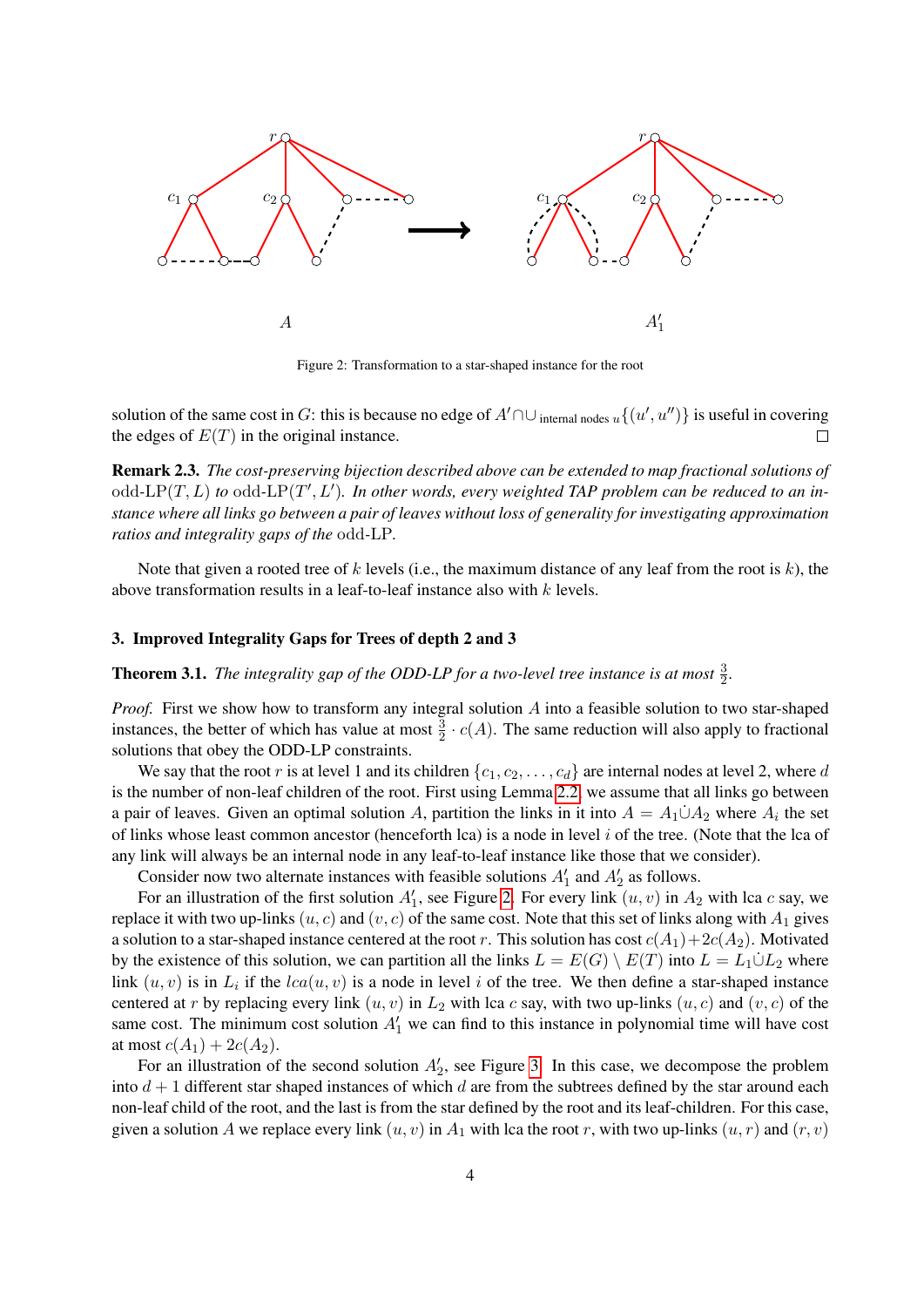$A$ $\qquad\qquad\qquad\qquad$ $A'_1$

Figure 2: Transformation to a star-shaped instance for the root

solution of the same cost in $G$: this is because no edge of $A' \cap \cup_{\text{internal nodes } u}\{(u', u'')\}$ is useful in covering the edges of $E(T)$ in the original instance. □

**Remark 2.3.** *The cost-preserving bijection described above can be extended to map fractional solutions of* odd-LP$(T, L)$ *to* odd-LP$(T', L')$*. In other words, every weighted TAP problem can be reduced to an instance where all links go between a pair of leaves without loss of generality for investigating approximation ratios and integrality gaps of the* odd-LP*.*

Note that given a rooted tree of $k$ levels (i.e., the maximum distance of any leaf from the root is $k$), the above transformation results in a leaf-to-leaf instance also with $k$ levels.

## 3. Improved Integrality Gaps for Trees of depth 2 and 3

**Theorem 3.1.** *The integrality gap of the ODD-LP for a two-level tree instance is at most $\frac{3}{2}$.*

*Proof.* First we show how to transform any integral solution $A$ into a feasible solution to two star-shaped instances, the better of which has value at most $\frac{3}{2} \cdot c(A)$. The same reduction will also apply to fractional solutions that obey the ODD-LP constraints.

We say that the root $r$ is at level 1 and its children $\{c_1, c_2, \ldots, c_d\}$ are internal nodes at level 2, where $d$ is the number of non-leaf children of the root. First using Lemma 2.2, we assume that all links go between a pair of leaves. Given an optimal solution $A$, partition the links in it into $A = A_1 \dot\cup A_2$ where $A_i$ the set of links whose least common ancestor (henceforth lca) is a node in level $i$ of the tree. (Note that the lca of any link will always be an internal node in any leaf-to-leaf instance like those that we consider).

Consider now two alternate instances with feasible solutions $A'_1$ and $A'_2$ as follows.

For an illustration of the first solution $A'_1$, see Figure 2. For every link $(u, v)$ in $A_2$ with lca $c$ say, we replace it with two up-links $(u, c)$ and $(v, c)$ of the same cost. Note that this set of links along with $A_1$ gives a solution to a star-shaped instance centered at the root $r$. This solution has cost $c(A_1) + 2c(A_2)$. Motivated by the existence of this solution, we can partition all the links $L = E(G) \setminus E(T)$ into $L = L_1 \dot\cup L_2$ where link $(u, v)$ is in $L_i$ if the $lca(u, v)$ is a node in level $i$ of the tree. We then define a star-shaped instance centered at $r$ by replacing every link $(u, v)$ in $L_2$ with lca $c$ say, with two up-links $(u, c)$ and $(v, c)$ of the same cost. The minimum cost solution $A'_1$ we can find to this instance in polynomial time will have cost at most $c(A_1) + 2c(A_2)$.

For an illustration of the second solution $A'_2$, see Figure 3. In this case, we decompose the problem into $d + 1$ different star shaped instances of which $d$ are from the subtrees defined by the star around each non-leaf child of the root, and the last is from the star defined by the root and its leaf-children. For this case, given a solution $A$ we replace every link $(u, v)$ in $A_1$ with lca the root $r$, with two up-links $(u, r)$ and $(r, v)$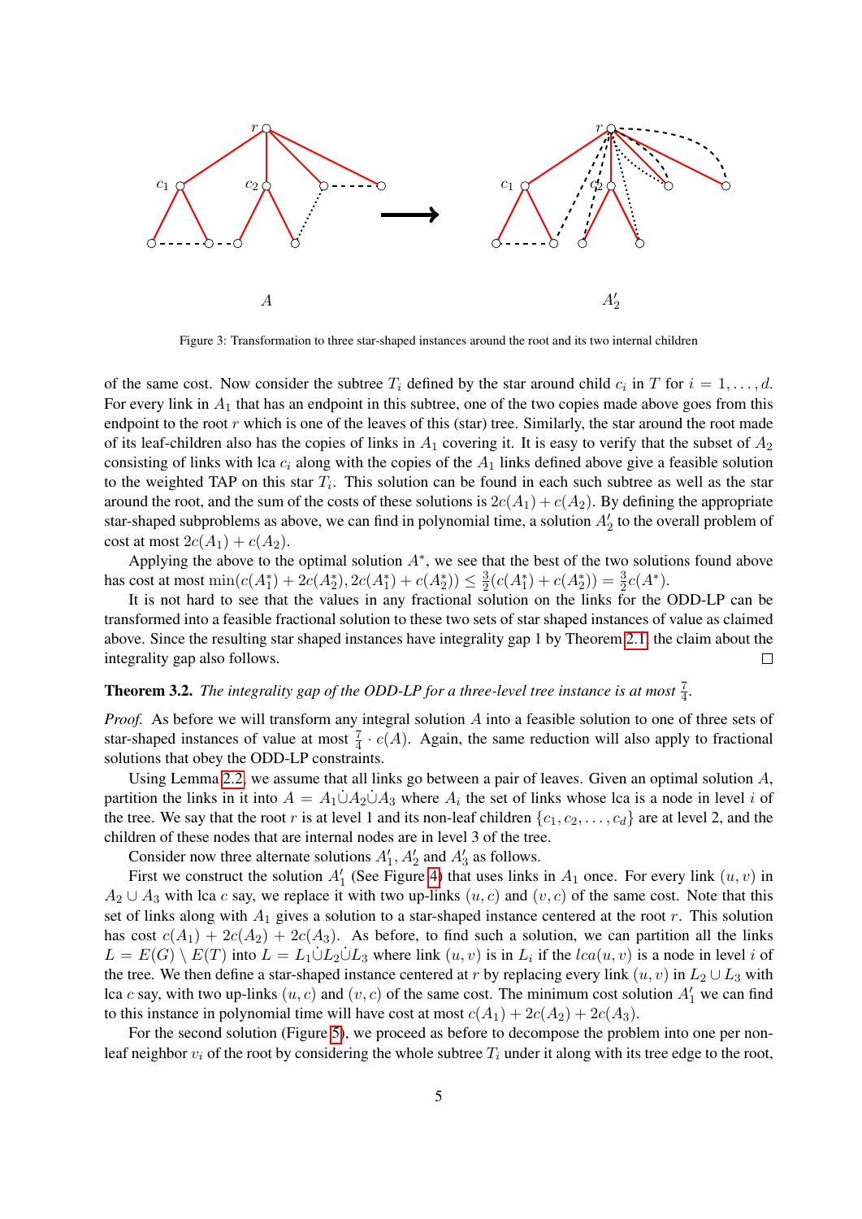Figure 3: Transformation to three star-shaped instances around the root and its two internal children

of the same cost. Now consider the subtree $T_i$ defined by the star around child $c_i$ in $T$ for $i = 1, \ldots, d$. For every link in $A_1$ that has an endpoint in this subtree, one of the two copies made above goes from this endpoint to the root $r$ which is one of the leaves of this (star) tree. Similarly, the star around the root made of its leaf-children also has the copies of links in $A_1$ covering it. It is easy to verify that the subset of $A_2$ consisting of links with lca $c_i$ along with the copies of the $A_1$ links defined above give a feasible solution to the weighted TAP on this star $T_i$. This solution can be found in each such subtree as well as the star around the root, and the sum of the costs of these solutions is $2c(A_1) + c(A_2)$. By defining the appropriate star-shaped subproblems as above, we can find in polynomial time, a solution $A'_2$ to the overall problem of cost at most $2c(A_1) + c(A_2)$.

Applying the above to the optimal solution $A^*$, we see that the best of the two solutions found above has cost at most $\min(c(A^*_1) + 2c(A^*_2), 2c(A^*_1) + c(A^*_2)) \leq \frac{3}{2}(c(A^*_1) + c(A^*_2)) = \frac{3}{2}c(A^*)$.

It is not hard to see that the values in any fractional solution on the links for the ODD-LP can be transformed into a feasible fractional solution to these two sets of star shaped instances of value as claimed above. Since the resulting star shaped instances have integrality gap 1 by Theorem 2.1, the claim about the integrality gap also follows. ☐

**Theorem 3.2.** *The integrality gap of the ODD-LP for a three-level tree instance is at most $\frac{7}{4}$.*

*Proof.* As before we will transform any integral solution $A$ into a feasible solution to one of three sets of star-shaped instances of value at most $\frac{7}{4} \cdot c(A)$. Again, the same reduction will also apply to fractional solutions that obey the ODD-LP constraints.

Using Lemma 2.2, we assume that all links go between a pair of leaves. Given an optimal solution $A$, partition the links in it into $A = A_1 \dot\cup A_2 \dot\cup A_3$ where $A_i$ the set of links whose lca is a node in level $i$ of the tree. We say that the root $r$ is at level 1 and its non-leaf children $\{c_1, c_2, \ldots, c_d\}$ are at level 2, and the children of these nodes that are internal nodes are in level 3 of the tree.

Consider now three alternate solutions $A'_1$, $A'_2$ and $A'_3$ as follows.

First we construct the solution $A'_1$ (See Figure 4) that uses links in $A_1$ once. For every link $(u, v)$ in $A_2 \cup A_3$ with lca $c$ say, we replace it with two up-links $(u, c)$ and $(v, c)$ of the same cost. Note that this set of links along with $A_1$ gives a solution to a star-shaped instance centered at the root $r$. This solution has cost $c(A_1) + 2c(A_2) + 2c(A_3)$. As before, to find such a solution, we can partition all the links $L = E(G) \setminus E(T)$ into $L = L_1 \dot\cup L_2 \dot\cup L_3$ where link $(u, v)$ is in $L_i$ if the $lca(u, v)$ is a node in level $i$ of the tree. We then define a star-shaped instance centered at $r$ by replacing every link $(u, v)$ in $L_2 \cup L_3$ with lca $c$ say, with two up-links $(u, c)$ and $(v, c)$ of the same cost. The minimum cost solution $A'_1$ we can find to this instance in polynomial time will have cost at most $c(A_1) + 2c(A_2) + 2c(A_3)$.

For the second solution (Figure 5), we proceed as before to decompose the problem into one per non-leaf neighbor $v_i$ of the root by considering the whole subtree $T_i$ under it along with its tree edge to the root,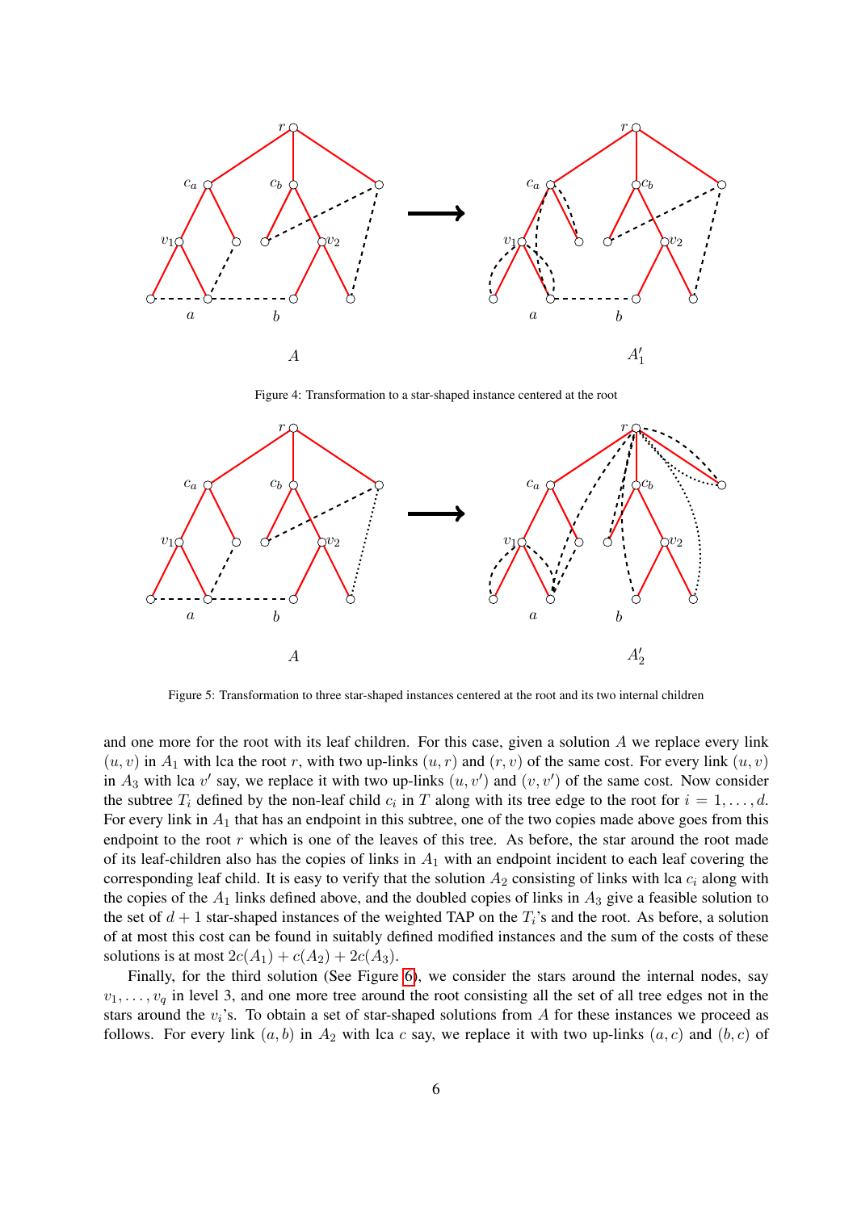Figure 4: Transformation to a star-shaped instance centered at the root

Figure 5: Transformation to three star-shaped instances centered at the root and its two internal children

and one more for the root with its leaf children. For this case, given a solution $A$ we replace every link $(u, v)$ in $A_1$ with lca the root $r$, with two up-links $(u, r)$ and $(r, v)$ of the same cost. For every link $(u, v)$ in $A_3$ with lca $v'$ say, we replace it with two up-links $(u, v')$ and $(v, v')$ of the same cost. Now consider the subtree $T_i$ defined by the non-leaf child $c_i$ in $T$ along with its tree edge to the root for $i = 1, \ldots, d$. For every link in $A_1$ that has an endpoint in this subtree, one of the two copies made above goes from this endpoint to the root $r$ which is one of the leaves of this tree. As before, the star around the root made of its leaf-children also has the copies of links in $A_1$ with an endpoint incident to each leaf covering the corresponding leaf child. It is easy to verify that the solution $A_2$ consisting of links with lca $c_i$ along with the copies of the $A_1$ links defined above, and the doubled copies of links in $A_3$ give a feasible solution to the set of $d + 1$ star-shaped instances of the weighted TAP on the $T_i$'s and the root. As before, a solution of at most this cost can be found in suitably defined modified instances and the sum of the costs of these solutions is at most $2c(A_1) + c(A_2) + 2c(A_3)$.

Finally, for the third solution (See Figure 6), we consider the stars around the internal nodes, say $v_1, \ldots, v_q$ in level 3, and one more tree around the root consisting all the set of all tree edges not in the stars around the $v_i$'s. To obtain a set of star-shaped solutions from $A$ for these instances we proceed as follows. For every link $(a, b)$ in $A_2$ with lca $c$ say, we replace it with two up-links $(a, c)$ and $(b, c)$ of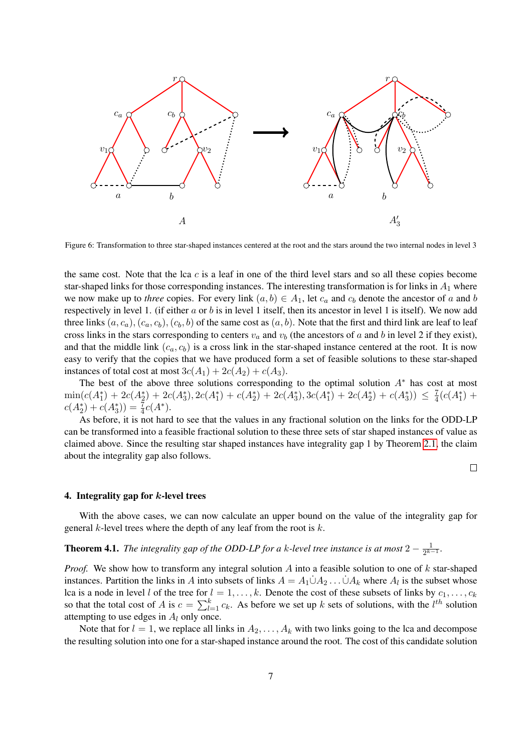Figure 6: Transformation to three star-shaped instances centered at the root and the stars around the two internal nodes in level 3

the same cost. Note that the lca $c$ is a leaf in one of the third level stars and so all these copies become star-shaped links for those corresponding instances. The interesting transformation is for links in $A_1$ where we now make up to *three* copies. For every link $(a, b) \in A_1$, let $c_a$ and $c_b$ denote the ancestor of $a$ and $b$ respectively in level 1. (if either $a$ or $b$ is in level 1 itself, then its ancestor in level 1 is itself). We now add three links $(a, c_a), (c_a, c_b), (c_b, b)$ of the same cost as $(a, b)$. Note that the first and third link are leaf to leaf cross links in the stars corresponding to centers $v_a$ and $v_b$ (the ancestors of $a$ and $b$ in level 2 if they exist), and that the middle link $(c_a, c_b)$ is a cross link in the star-shaped instance centered at the root. It is now easy to verify that the copies that we have produced form a set of feasible solutions to these star-shaped instances of total cost at most $3c(A_1) + 2c(A_2) + c(A_3)$.

The best of the above three solutions corresponding to the optimal solution $A^*$ has cost at most $\min(c(A_1^*) + 2c(A_2^*) + 2c(A_3^*), 2c(A_1^*) + c(A_2^*) + 2c(A_3^*), 3c(A_1^*) + 2c(A_2^*) + c(A_3^*)) \leq \frac{7}{4}(c(A_1^*) + c(A_2^*) + c(A_3^*)) = \frac{7}{4}c(A^*)$.

As before, it is not hard to see that the values in any fractional solution on the links for the ODD-LP can be transformed into a feasible fractional solution to these three sets of star shaped instances of value as claimed above. Since the resulting star shaped instances have integrality gap 1 by Theorem 2.1, the claim about the integrality gap also follows.

□

## 4. Integrality gap for $k$-level trees

With the above cases, we can now calculate an upper bound on the value of the integrality gap for general $k$-level trees where the depth of any leaf from the root is $k$.

**Theorem 4.1.** *The integrality gap of the ODD-LP for a $k$-level tree instance is at most $2 - \frac{1}{2^{k-1}}$.*

*Proof.* We show how to transform any integral solution $A$ into a feasible solution to one of $k$ star-shaped instances. Partition the links in $A$ into subsets of links $A = A_1 \dot\cup A_2 \ldots \dot\cup A_k$ where $A_l$ is the subset whose lca is a node in level $l$ of the tree for $l = 1, \ldots, k$. Denote the cost of these subsets of links by $c_1, \ldots, c_k$ so that the total cost of $A$ is $c = \sum_{l=1}^{k} c_k$. As before we set up $k$ sets of solutions, with the $l^{th}$ solution attempting to use edges in $A_l$ only once.

Note that for $l = 1$, we replace all links in $A_2, \ldots, A_k$ with two links going to the lca and decompose the resulting solution into one for a star-shaped instance around the root. The cost of this candidate solution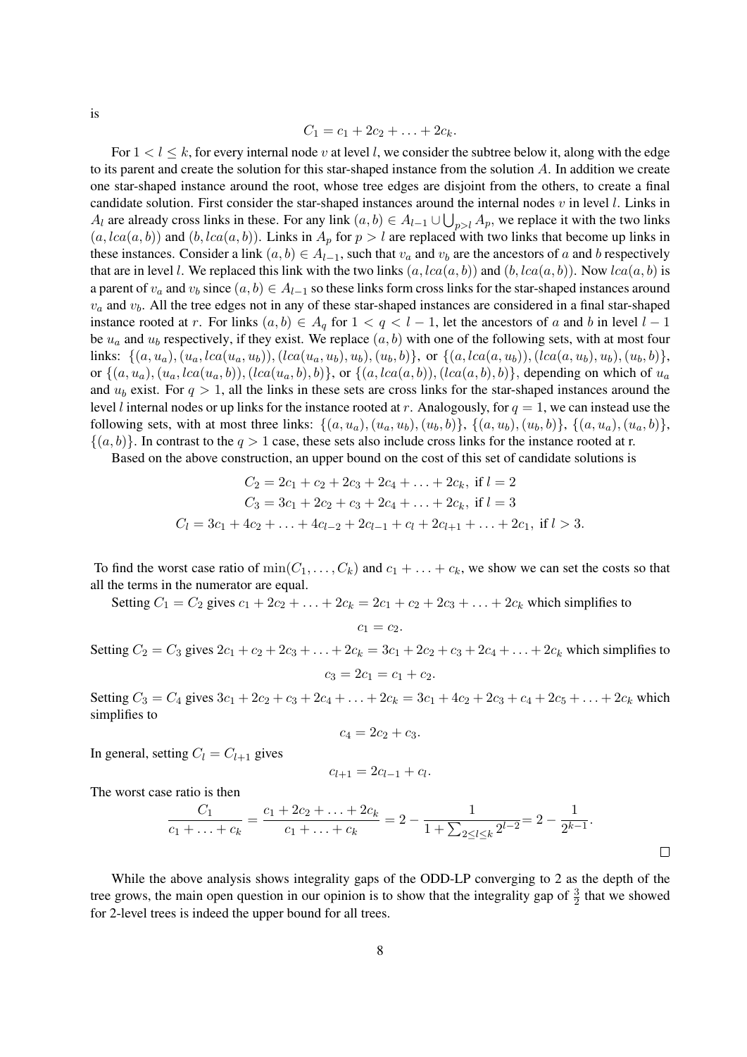is

$$C_1 = c_1 + 2c_2 + \ldots + 2c_k.$$

For $1 < l \leq k$, for every internal node $v$ at level $l$, we consider the subtree below it, along with the edge to its parent and create the solution for this star-shaped instance from the solution $A$. In addition we create one star-shaped instance around the root, whose tree edges are disjoint from the others, to create a final candidate solution. First consider the star-shaped instances around the internal nodes $v$ in level $l$. Links in $A_l$ are already cross links in these. For any link $(a, b) \in A_{l-1} \cup \bigcup_{p>l} A_p$, we replace it with the two links $(a, lca(a, b))$ and $(b, lca(a, b))$. Links in $A_p$ for $p > l$ are replaced with two links that become up links in these instances. Consider a link $(a, b) \in A_{l-1}$, such that $v_a$ and $v_b$ are the ancestors of $a$ and $b$ respectively that are in level $l$. We replaced this link with the two links $(a, lca(a, b))$ and $(b, lca(a, b))$. Now $lca(a, b)$ is a parent of $v_a$ and $v_b$ since $(a, b) \in A_{l-1}$ so these links form cross links for the star-shaped instances around $v_a$ and $v_b$. All the tree edges not in any of these star-shaped instances are considered in a final star-shaped instance rooted at $r$. For links $(a, b) \in A_q$ for $1 < q < l - 1$, let the ancestors of $a$ and $b$ in level $l - 1$ be $u_a$ and $u_b$ respectively, if they exist. We replace $(a, b)$ with one of the following sets, with at most four links: $\{(a, u_a), (u_a, lca(u_a, u_b)), (lca(u_a, u_b), u_b), (u_b, b)\}$, or $\{(a, lca(a, u_b)), (lca(a, u_b), u_b), (u_b, b)\}$, or $\{(a, u_a), (u_a, lca(u_a, b)), (lca(u_a, b), b)\}$, or $\{(a, lca(a, b)), (lca(a, b), b)\}$, depending on which of $u_a$ and $u_b$ exist. For $q > 1$, all the links in these sets are cross links for the star-shaped instances around the level $l$ internal nodes or up links for the instance rooted at $r$. Analogously, for $q = 1$, we can instead use the following sets, with at most three links: $\{(a, u_a), (u_a, u_b), (u_b, b)\}$, $\{(a, u_b), (u_b, b)\}$, $\{(a, u_a), (u_a, b)\}$, $\{(a, b)\}$. In contrast to the $q > 1$ case, these sets also include cross links for the instance rooted at r.

Based on the above construction, an upper bound on the cost of this set of candidate solutions is

$$C_2 = 2c_1 + c_2 + 2c_3 + 2c_4 + \ldots + 2c_k, \text{ if } l = 2$$
$$C_3 = 3c_1 + 2c_2 + c_3 + 2c_4 + \ldots + 2c_k, \text{ if } l = 3$$
$$C_l = 3c_1 + 4c_2 + \ldots + 4c_{l-2} + 2c_{l-1} + c_l + 2c_{l+1} + \ldots + 2c_1, \text{ if } l > 3.$$

To find the worst case ratio of $\min(C_1, \ldots, C_k)$ and $c_1 + \ldots + c_k$, we show we can set the costs so that all the terms in the numerator are equal.

Setting $C_1 = C_2$ gives $c_1 + 2c_2 + \ldots + 2c_k = 2c_1 + c_2 + 2c_3 + \ldots + 2c_k$ which simplifies to

$$c_1 = c_2.$$

Setting $C_2 = C_3$ gives $2c_1 + c_2 + 2c_3 + \ldots + 2c_k = 3c_1 + 2c_2 + c_3 + 2c_4 + \ldots + 2c_k$ which simplifies to

$$c_3 = 2c_1 = c_1 + c_2.$$

Setting $C_3 = C_4$ gives $3c_1 + 2c_2 + c_3 + 2c_4 + \ldots + 2c_k = 3c_1 + 4c_2 + 2c_3 + c_4 + 2c_5 + \ldots + 2c_k$ which simplifies to

$$c_4 = 2c_2 + c_3.$$

In general, setting $C_l = C_{l+1}$ gives

$$c_{l+1} = 2c_{l-1} + c_l.$$

The worst case ratio is then

$$\frac{C_1}{c_1 + \ldots + c_k} = \frac{c_1 + 2c_2 + \ldots + 2c_k}{c_1 + \ldots + c_k} = 2 - \frac{1}{1 + \sum_{2 \leq l \leq k} 2^{l-2}} = 2 - \frac{1}{2^{k-1}}.$$

□

While the above analysis shows integrality gaps of the ODD-LP converging to 2 as the depth of the tree grows, the main open question in our opinion is to show that the integrality gap of $\frac{3}{2}$ that we showed for 2-level trees is indeed the upper bound for all trees.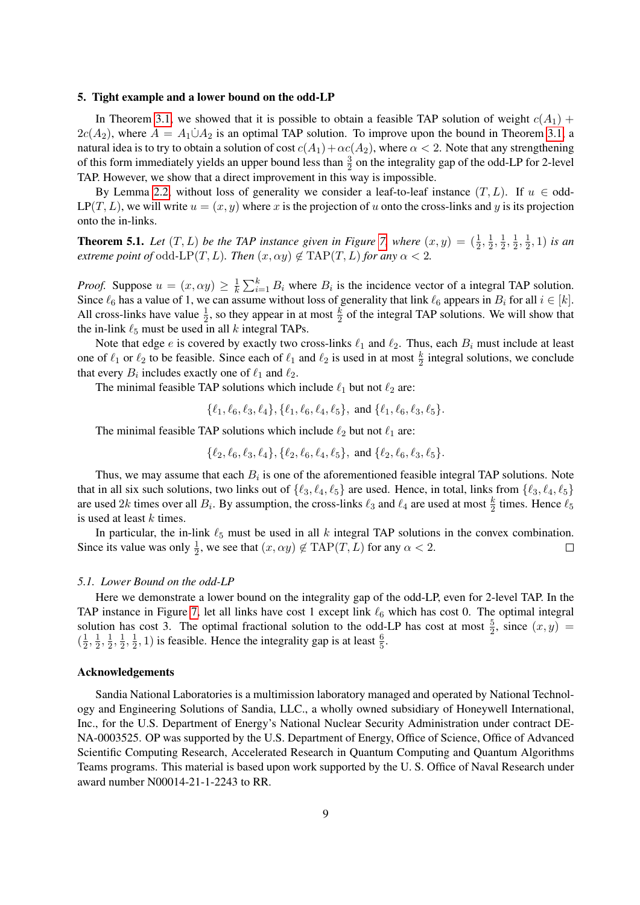## 5. Tight example and a lower bound on the odd-LP

In Theorem 3.1, we showed that it is possible to obtain a feasible TAP solution of weight $c(A_1) + 2c(A_2)$, where $A = A_1 \dot\cup A_2$ is an optimal TAP solution. To improve upon the bound in Theorem 3.1, a natural idea is to try to obtain a solution of cost $c(A_1) + \alpha c(A_2)$, where $\alpha < 2$. Note that any strengthening of this form immediately yields an upper bound less than $\frac{3}{2}$ on the integrality gap of the odd-LP for 2-level TAP. However, we show that a direct improvement in this way is impossible.

By Lemma 2.2, without loss of generality we consider a leaf-to-leaf instance $(T, L)$. If $u \in$ odd-LP$(T, L)$, we will write $u = (x, y)$ where $x$ is the projection of $u$ onto the cross-links and $y$ is its projection onto the in-links.

**Theorem 5.1.** *Let $(T, L)$ be the TAP instance given in Figure 7, where $(x, y) = (\frac{1}{2}, \frac{1}{2}, \frac{1}{2}, \frac{1}{2}, \frac{1}{2}, 1)$ is an extreme point of* odd-LP$(T, L)$. *Then $(x, \alpha y) \notin$ TAP$(T, L)$ for any $\alpha < 2$.*

*Proof.* Suppose $u = (x, \alpha y) \geq \frac{1}{k} \sum_{i=1}^{k} B_i$ where $B_i$ is the incidence vector of a integral TAP solution. Since $\ell_6$ has a value of 1, we can assume without loss of generality that link $\ell_6$ appears in $B_i$ for all $i \in [k]$. All cross-links have value $\frac{1}{2}$, so they appear in at most $\frac{k}{2}$ of the integral TAP solutions. We will show that the in-link $\ell_5$ must be used in all $k$ integral TAPs.

Note that edge $e$ is covered by exactly two cross-links $\ell_1$ and $\ell_2$. Thus, each $B_i$ must include at least one of $\ell_1$ or $\ell_2$ to be feasible. Since each of $\ell_1$ and $\ell_2$ is used in at most $\frac{k}{2}$ integral solutions, we conclude that every $B_i$ includes exactly one of $\ell_1$ and $\ell_2$.

The minimal feasible TAP solutions which include $\ell_1$ but not $\ell_2$ are:

$$\{\ell_1, \ell_6, \ell_3, \ell_4\}, \{\ell_1, \ell_6, \ell_4, \ell_5\}, \text{ and } \{\ell_1, \ell_6, \ell_3, \ell_5\}.$$

The minimal feasible TAP solutions which include $\ell_2$ but not $\ell_1$ are:

$$\{\ell_2, \ell_6, \ell_3, \ell_4\}, \{\ell_2, \ell_6, \ell_4, \ell_5\}, \text{ and } \{\ell_2, \ell_6, \ell_3, \ell_5\}.$$

Thus, we may assume that each $B_i$ is one of the aforementioned feasible integral TAP solutions. Note that in all six such solutions, two links out of $\{\ell_3, \ell_4, \ell_5\}$ are used. Hence, in total, links from $\{\ell_3, \ell_4, \ell_5\}$ are used $2k$ times over all $B_i$. By assumption, the cross-links $\ell_3$ and $\ell_4$ are used at most $\frac{k}{2}$ times. Hence $\ell_5$ is used at least $k$ times.

In particular, the in-link $\ell_5$ must be used in all $k$ integral TAP solutions in the convex combination. Since its value was only $\frac{1}{2}$, we see that $(x, \alpha y) \notin$ TAP$(T, L)$ for any $\alpha < 2$. $\square$

### 5.1. Lower Bound on the odd-LP

Here we demonstrate a lower bound on the integrality gap of the odd-LP, even for 2-level TAP. In the TAP instance in Figure 7, let all links have cost 1 except link $\ell_6$ which has cost 0. The optimal integral solution has cost 3. The optimal fractional solution to the odd-LP has cost at most $\frac{5}{2}$, since $(x, y) = (\frac{1}{2}, \frac{1}{2}, \frac{1}{2}, \frac{1}{2}, \frac{1}{2}, 1)$ is feasible. Hence the integrality gap is at least $\frac{6}{5}$.

## Acknowledgements

Sandia National Laboratories is a multimission laboratory managed and operated by National Technology and Engineering Solutions of Sandia, LLC., a wholly owned subsidiary of Honeywell International, Inc., for the U.S. Department of Energy's National Nuclear Security Administration under contract DE-NA-0003525. OP was supported by the U.S. Department of Energy, Office of Science, Office of Advanced Scientific Computing Research, Accelerated Research in Quantum Computing and Quantum Algorithms Teams programs. This material is based upon work supported by the U. S. Office of Naval Research under award number N00014-21-1-2243 to RR.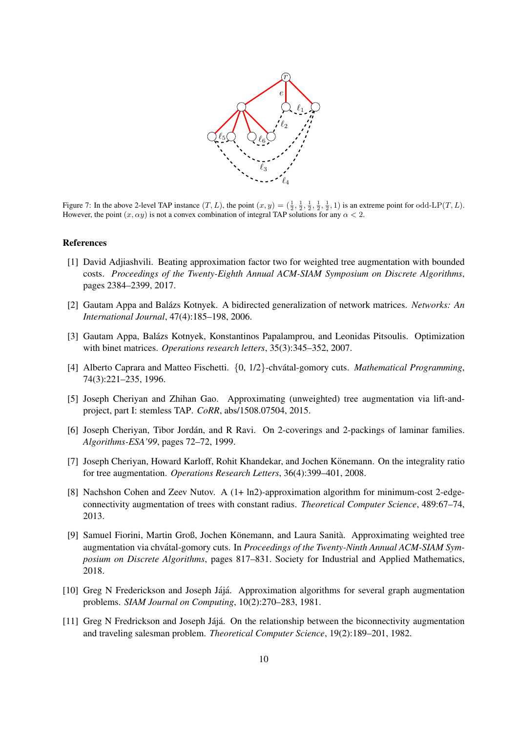Figure 7: In the above 2-level TAP instance $(T, L)$, the point $(x, y) = (\frac{1}{2}, \frac{1}{2}, \frac{1}{2}, \frac{1}{2}, \frac{1}{2}, \frac{1}{2}, 1)$ is an extreme point for odd-LP$(T, L)$. However, the point $(x, \alpha y)$ is not a convex combination of integral TAP solutions for any $\alpha < 2$.

## References

[1] David Adjiashvili. Beating approximation factor two for weighted tree augmentation with bounded costs. *Proceedings of the Twenty-Eighth Annual ACM-SIAM Symposium on Discrete Algorithms*, pages 2384–2399, 2017.

[2] Gautam Appa and Balázs Kotnyek. A bidirected generalization of network matrices. *Networks: An International Journal*, 47(4):185–198, 2006.

[3] Gautam Appa, Balázs Kotnyek, Konstantinos Papalamprou, and Leonidas Pitsoulis. Optimization with binet matrices. *Operations research letters*, 35(3):345–352, 2007.

[4] Alberto Caprara and Matteo Fischetti. {0, 1/2}-chvátal-gomory cuts. *Mathematical Programming*, 74(3):221–235, 1996.

[5] Joseph Cheriyan and Zhihan Gao. Approximating (unweighted) tree augmentation via lift-and-project, part I: stemless TAP. *CoRR*, abs/1508.07504, 2015.

[6] Joseph Cheriyan, Tibor Jordán, and R Ravi. On 2-coverings and 2-packings of laminar families. *Algorithms-ESA'99*, pages 72–72, 1999.

[7] Joseph Cheriyan, Howard Karloff, Rohit Khandekar, and Jochen Könemann. On the integrality ratio for tree augmentation. *Operations Research Letters*, 36(4):399–401, 2008.

[8] Nachshon Cohen and Zeev Nutov. A (1+ ln2)-approximation algorithm for minimum-cost 2-edge-connectivity augmentation of trees with constant radius. *Theoretical Computer Science*, 489:67–74, 2013.

[9] Samuel Fiorini, Martin Groß, Jochen Könemann, and Laura Sanità. Approximating weighted tree augmentation via chvátal-gomory cuts. In *Proceedings of the Twenty-Ninth Annual ACM-SIAM Symposium on Discrete Algorithms*, pages 817–831. Society for Industrial and Applied Mathematics, 2018.

[10] Greg N Frederickson and Joseph Jájá. Approximation algorithms for several graph augmentation problems. *SIAM Journal on Computing*, 10(2):270–283, 1981.

[11] Greg N Fredrickson and Joseph Jájá. On the relationship between the biconnectivity augmentation and traveling salesman problem. *Theoretical Computer Science*, 19(2):189–201, 1982.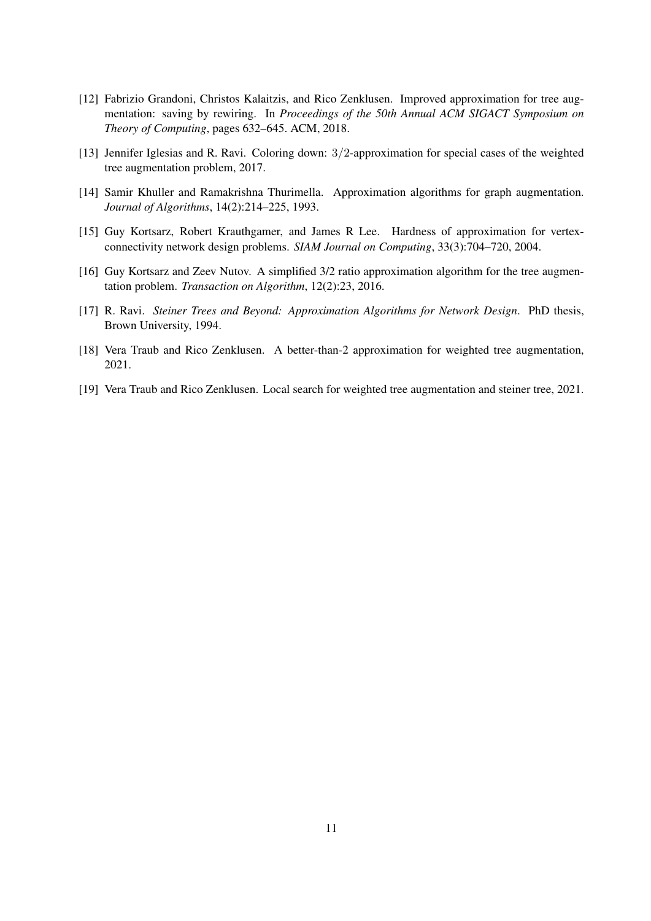[12] Fabrizio Grandoni, Christos Kalaitzis, and Rico Zenklusen. Improved approximation for tree augmentation: saving by rewiring. In *Proceedings of the 50th Annual ACM SIGACT Symposium on Theory of Computing*, pages 632–645. ACM, 2018.

[13] Jennifer Iglesias and R. Ravi. Coloring down: $3/2$-approximation for special cases of the weighted tree augmentation problem, 2017.

[14] Samir Khuller and Ramakrishna Thurimella. Approximation algorithms for graph augmentation. *Journal of Algorithms*, 14(2):214–225, 1993.

[15] Guy Kortsarz, Robert Krauthgamer, and James R Lee. Hardness of approximation for vertex-connectivity network design problems. *SIAM Journal on Computing*, 33(3):704–720, 2004.

[16] Guy Kortsarz and Zeev Nutov. A simplified 3/2 ratio approximation algorithm for the tree augmentation problem. *Transaction on Algorithm*, 12(2):23, 2016.

[17] R. Ravi. *Steiner Trees and Beyond: Approximation Algorithms for Network Design*. PhD thesis, Brown University, 1994.

[18] Vera Traub and Rico Zenklusen. A better-than-2 approximation for weighted tree augmentation, 2021.

[19] Vera Traub and Rico Zenklusen. Local search for weighted tree augmentation and steiner tree, 2021.